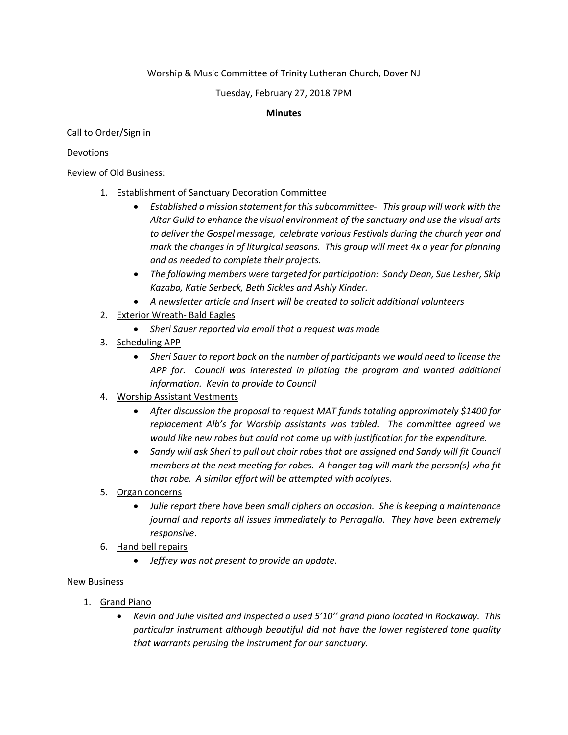Worship & Music Committee of Trinity Lutheran Church, Dover NJ

Tuesday, February 27, 2018 7PM

**Minutes**

Call to Order/Sign in

Devotions

Review of Old Business:

1. Establishment of Sanctuary Decoration Committee
    - *Established a mission statement for this subcommittee- This group will work with the Altar Guild to enhance the visual environment of the sanctuary and use the visual arts to deliver the Gospel message, celebrate various Festivals during the church year and mark the changes in of liturgical seasons. This group will meet 4x a year for planning and as needed to complete their projects.*
    - *The following members were targeted for participation: Sandy Dean, Sue Lesher, Skip Kazaba, Katie Serbeck, Beth Sickles and Ashly Kinder.*
    - *A newsletter article and Insert will be created to solicit additional volunteers*
2. Exterior Wreath- Bald Eagles
    - *Sheri Sauer reported via email that a request was made*
3. Scheduling APP
    - *Sheri Sauer to report back on the number of participants we would need to license the APP for. Council was interested in piloting the program and wanted additional information. Kevin to provide to Council*
4. Worship Assistant Vestments
    - *After discussion the proposal to request MAT funds totaling approximately $1400 for replacement Alb's for Worship assistants was tabled. The committee agreed we would like new robes but could not come up with justification for the expenditure.*
    - *Sandy will ask Sheri to pull out choir robes that are assigned and Sandy will fit Council members at the next meeting for robes. A hanger tag will mark the person(s) who fit that robe. A similar effort will be attempted with acolytes.*
5. Organ concerns
    - *Julie report there have been small ciphers on occasion. She is keeping a maintenance journal and reports all issues immediately to Perragallo. They have been extremely responsive*.
6. Hand bell repairs
    - *Jeffrey was not present to provide an update*.

New Business

1. Grand Piano
    - *Kevin and Julie visited and inspected a used 5'10'' grand piano located in Rockaway. This particular instrument although beautiful did not have the lower registered tone quality that warrants perusing the instrument for our sanctuary.*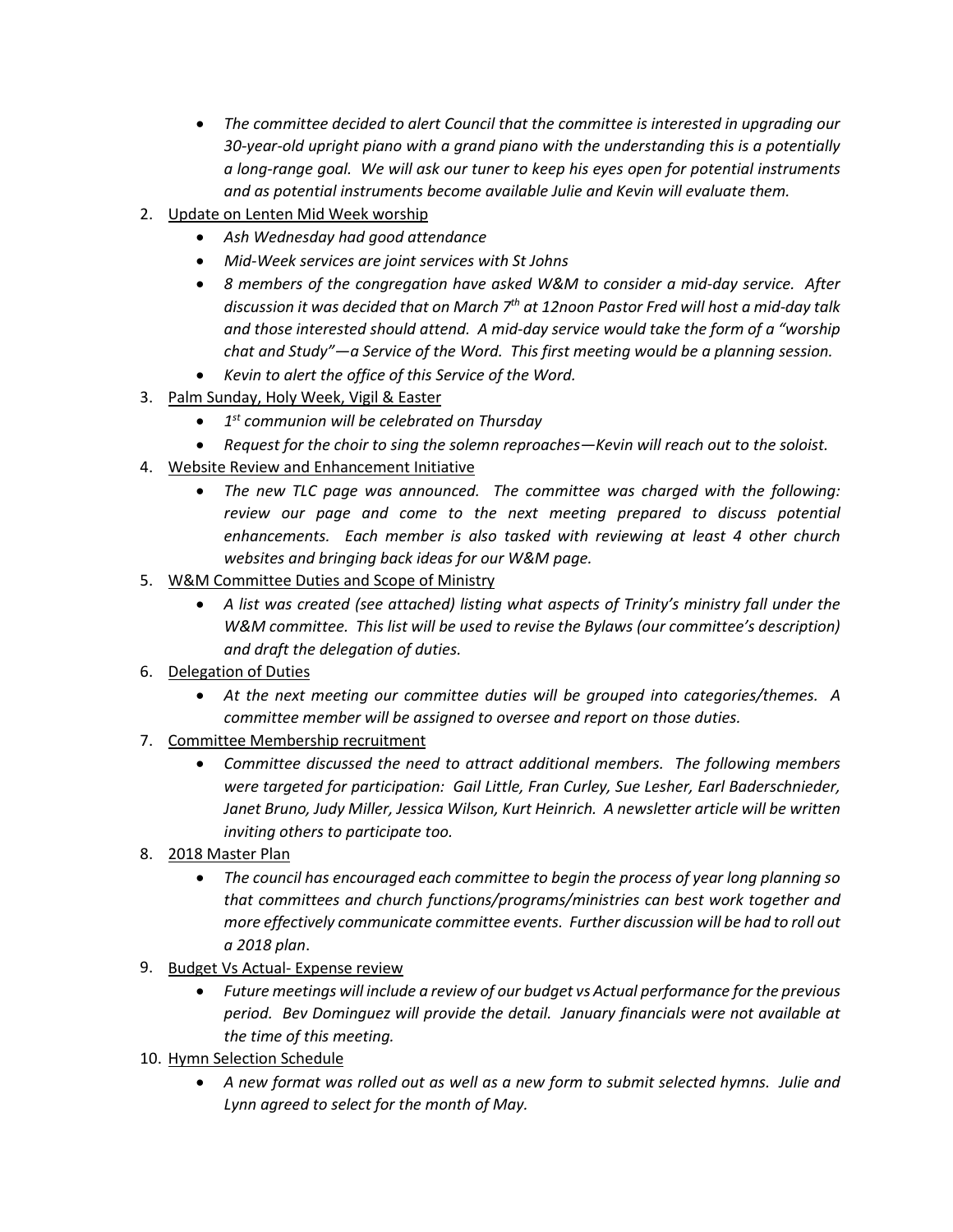- *The committee decided to alert Council that the committee is interested in upgrading our 30-year-old upright piano with a grand piano with the understanding this is a potentially a long-range goal. We will ask our tuner to keep his eyes open for potential instruments and as potential instruments become available Julie and Kevin will evaluate them.*

2. Update on Lenten Mid Week worship
   - *Ash Wednesday had good attendance*
   - *Mid-Week services are joint services with St Johns*
   - *8 members of the congregation have asked W&M to consider a mid-day service. After discussion it was decided that on March 7th at 12noon Pastor Fred will host a mid-day talk and those interested should attend. A mid-day service would take the form of a "worship chat and Study"—a Service of the Word. This first meeting would be a planning session.*
   - *Kevin to alert the office of this Service of the Word.*
3. Palm Sunday, Holy Week, Vigil & Easter
   - *1st communion will be celebrated on Thursday*
   - *Request for the choir to sing the solemn reproaches—Kevin will reach out to the soloist.*
4. Website Review and Enhancement Initiative
   - *The new TLC page was announced. The committee was charged with the following: review our page and come to the next meeting prepared to discuss potential enhancements. Each member is also tasked with reviewing at least 4 other church websites and bringing back ideas for our W&M page.*
5. W&M Committee Duties and Scope of Ministry
   - *A list was created (see attached) listing what aspects of Trinity's ministry fall under the W&M committee. This list will be used to revise the Bylaws (our committee's description) and draft the delegation of duties.*
6. Delegation of Duties
   - *At the next meeting our committee duties will be grouped into categories/themes. A committee member will be assigned to oversee and report on those duties.*
7. Committee Membership recruitment
   - *Committee discussed the need to attract additional members. The following members were targeted for participation: Gail Little, Fran Curley, Sue Lesher, Earl Baderschnieder, Janet Bruno, Judy Miller, Jessica Wilson, Kurt Heinrich. A newsletter article will be written inviting others to participate too.*
8. 2018 Master Plan
   - *The council has encouraged each committee to begin the process of year long planning so that committees and church functions/programs/ministries can best work together and more effectively communicate committee events. Further discussion will be had to roll out a 2018 plan.*
9. Budget Vs Actual- Expense review
   - *Future meetings will include a review of our budget vs Actual performance for the previous period. Bev Dominguez will provide the detail. January financials were not available at the time of this meeting.*
10. Hymn Selection Schedule
    - *A new format was rolled out as well as a new form to submit selected hymns. Julie and Lynn agreed to select for the month of May.*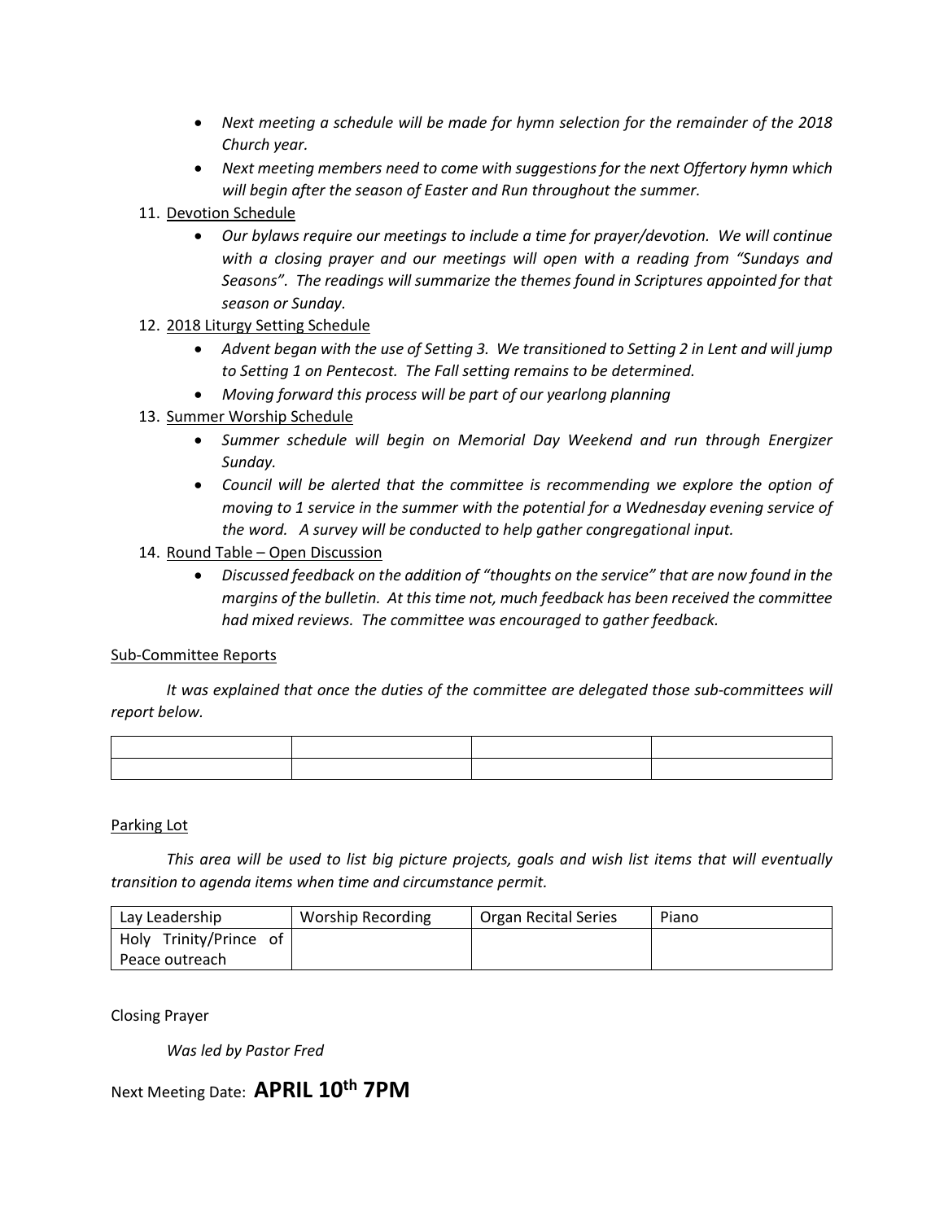- *Next meeting a schedule will be made for hymn selection for the remainder of the 2018 Church year.*
- *Next meeting members need to come with suggestions for the next Offertory hymn which will begin after the season of Easter and Run throughout the summer.*

11. Devotion Schedule
    - *Our bylaws require our meetings to include a time for prayer/devotion. We will continue with a closing prayer and our meetings will open with a reading from "Sundays and Seasons". The readings will summarize the themes found in Scriptures appointed for that season or Sunday.*
12. 2018 Liturgy Setting Schedule
    - *Advent began with the use of Setting 3. We transitioned to Setting 2 in Lent and will jump to Setting 1 on Pentecost. The Fall setting remains to be determined.*
    - *Moving forward this process will be part of our yearlong planning*
13. Summer Worship Schedule
    - *Summer schedule will begin on Memorial Day Weekend and run through Energizer Sunday.*
    - *Council will be alerted that the committee is recommending we explore the option of moving to 1 service in the summer with the potential for a Wednesday evening service of the word. A survey will be conducted to help gather congregational input.*
14. Round Table – Open Discussion
    - *Discussed feedback on the addition of "thoughts on the service" that are now found in the margins of the bulletin. At this time not, much feedback has been received the committee had mixed reviews. The committee was encouraged to gather feedback.*

Sub-Committee Reports

*It was explained that once the duties of the committee are delegated those sub-committees will report below.*

| | | | |
|---|---|---|---|
| | | | |
| | | | |

Parking Lot

*This area will be used to list big picture projects, goals and wish list items that will eventually transition to agenda items when time and circumstance permit.*

| | | | |
|---|---|---|---|
| Lay Leadership | Worship Recording | Organ Recital Series | Piano |
| Holy Trinity/Prince of Peace outreach | | | |

Closing Prayer

*Was led by Pastor Fred*

Next Meeting Date: **APRIL 10th 7PM**